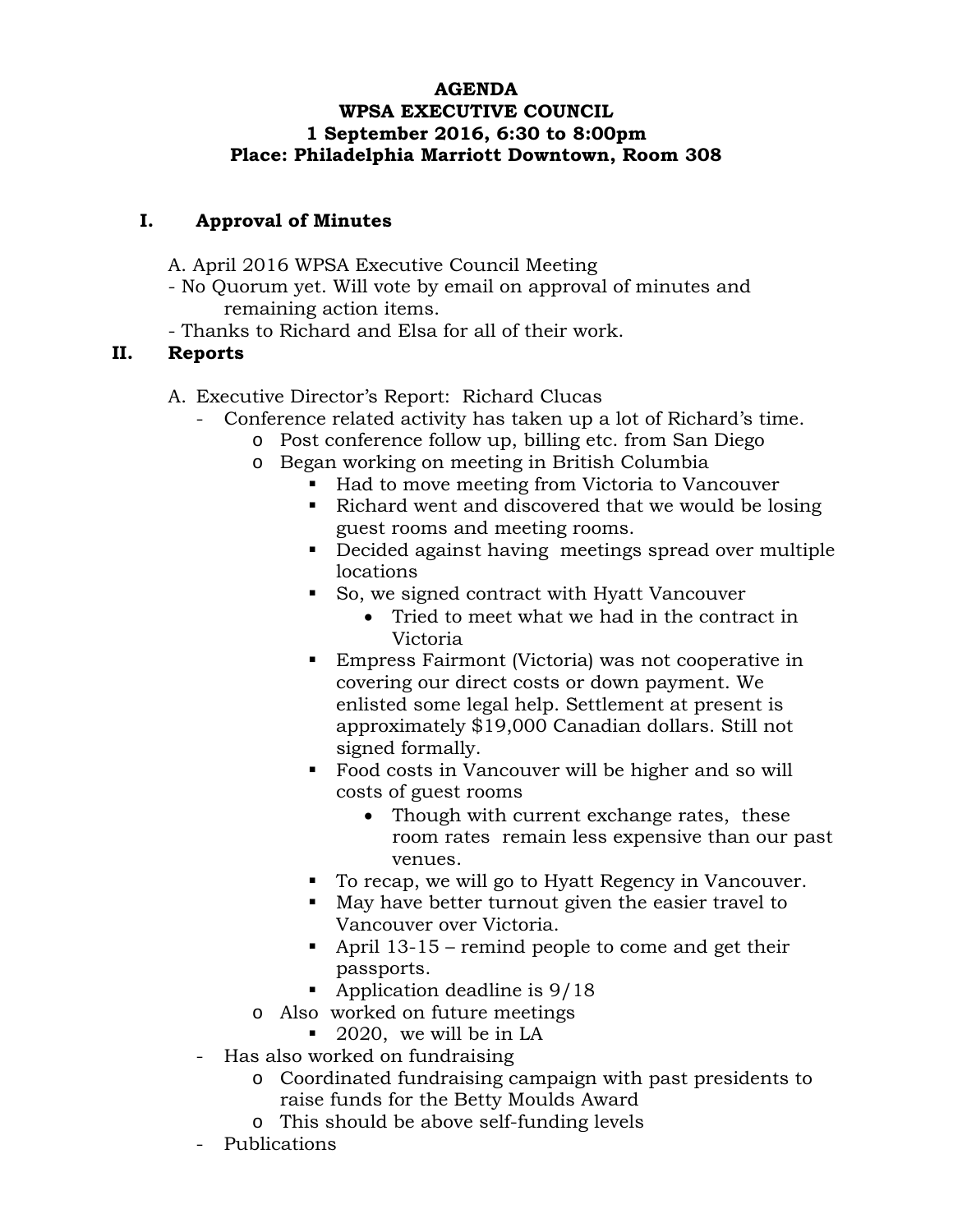# AGENDA
## WPSA EXECUTIVE COUNCIL
### 1 September 2016, 6:30 to 8:00pm
### Place: Philadelphia Marriott Downtown, Room 308

## I. Approval of Minutes

A. April 2016 WPSA Executive Council Meeting

- No Quorum yet. Will vote by email on approval of minutes and remaining action items.
- Thanks to Richard and Elsa for all of their work.

## II. Reports

A. Executive Director's Report: Richard Clucas

- Conference related activity has taken up a lot of Richard's time.
  - Post conference follow up, billing etc. from San Diego
  - Began working on meeting in British Columbia
    - Had to move meeting from Victoria to Vancouver
    - Richard went and discovered that we would be losing guest rooms and meeting rooms.
    - Decided against having meetings spread over multiple locations
    - So, we signed contract with Hyatt Vancouver
      - Tried to meet what we had in the contract in Victoria
    - Empress Fairmont (Victoria) was not cooperative in covering our direct costs or down payment. We enlisted some legal help. Settlement at present is approximately $19,000 Canadian dollars. Still not signed formally.
    - Food costs in Vancouver will be higher and so will costs of guest rooms
      - Though with current exchange rates, these room rates remain less expensive than our past venues.
    - To recap, we will go to Hyatt Regency in Vancouver.
    - May have better turnout given the easier travel to Vancouver over Victoria.
    - April 13-15 – remind people to come and get their passports.
    - Application deadline is 9/18
  - Also worked on future meetings
    - 2020, we will be in LA
- Has also worked on fundraising
  - Coordinated fundraising campaign with past presidents to raise funds for the Betty Moulds Award
  - This should be above self-funding levels
- Publications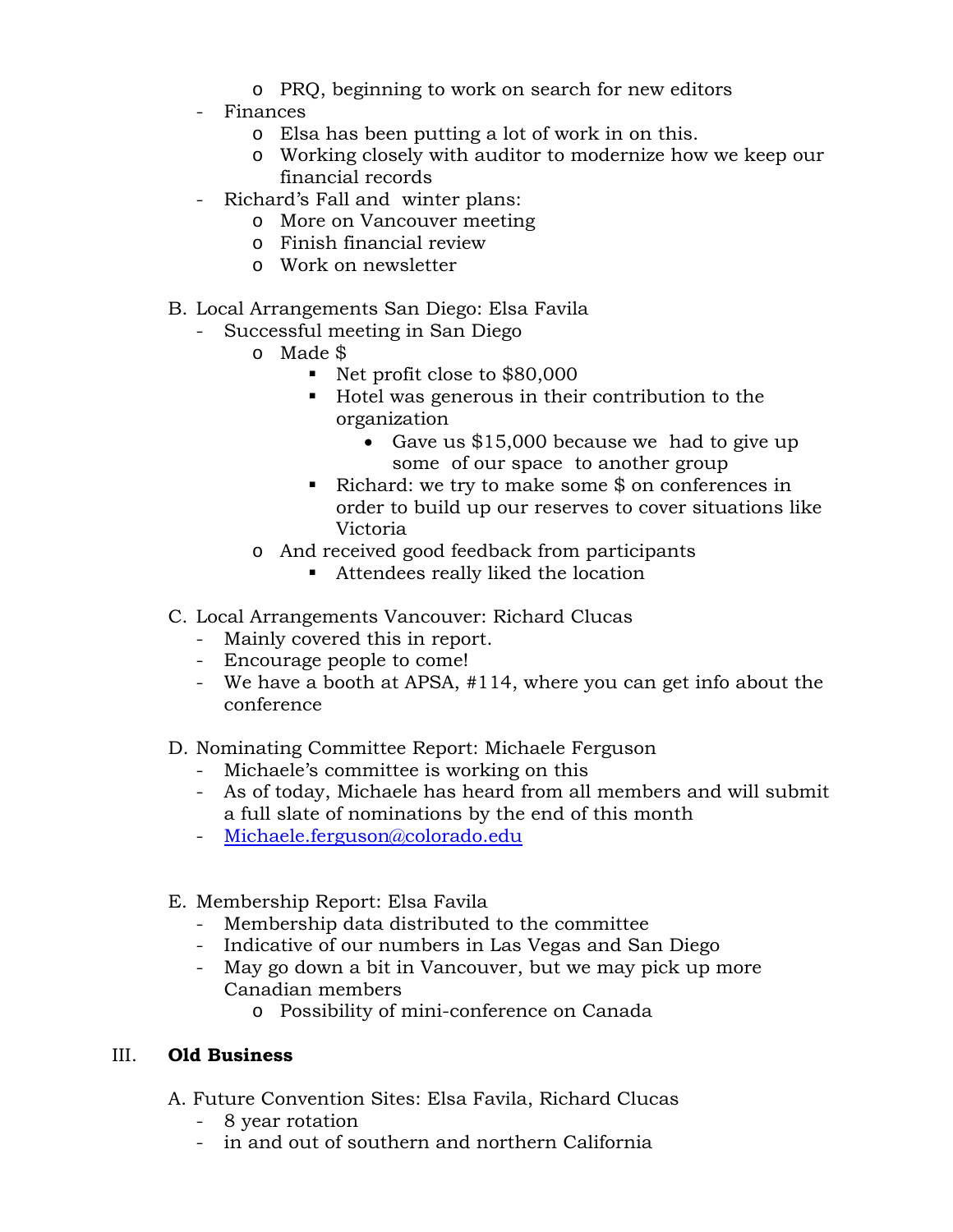- PRQ, beginning to work on search for new editors
- Finances
    - Elsa has been putting a lot of work in on this.
    - Working closely with auditor to modernize how we keep our financial records
- Richard's Fall and winter plans:
    - More on Vancouver meeting
    - Finish financial review
    - Work on newsletter

B. Local Arrangements San Diego: Elsa Favila

- Successful meeting in San Diego
    - Made $
        - Net profit close to $80,000
        - Hotel was generous in their contribution to the organization
            - Gave us $15,000 because we had to give up some of our space to another group
        - Richard: we try to make some $ on conferences in order to build up our reserves to cover situations like Victoria
    - And received good feedback from participants
        - Attendees really liked the location

C. Local Arrangements Vancouver: Richard Clucas

- Mainly covered this in report.
- Encourage people to come!
- We have a booth at APSA, #114, where you can get info about the conference

D. Nominating Committee Report: Michaele Ferguson

- Michaele's committee is working on this
- As of today, Michaele has heard from all members and will submit a full slate of nominations by the end of this month
- [Michaele.ferguson@colorado.edu](mailto:Michaele.ferguson@colorado.edu)

E. Membership Report: Elsa Favila

- Membership data distributed to the committee
- Indicative of our numbers in Las Vegas and San Diego
- May go down a bit in Vancouver, but we may pick up more Canadian members
    - Possibility of mini-conference on Canada

## III. **Old Business**

A. Future Convention Sites: Elsa Favila, Richard Clucas

- 8 year rotation
- in and out of southern and northern California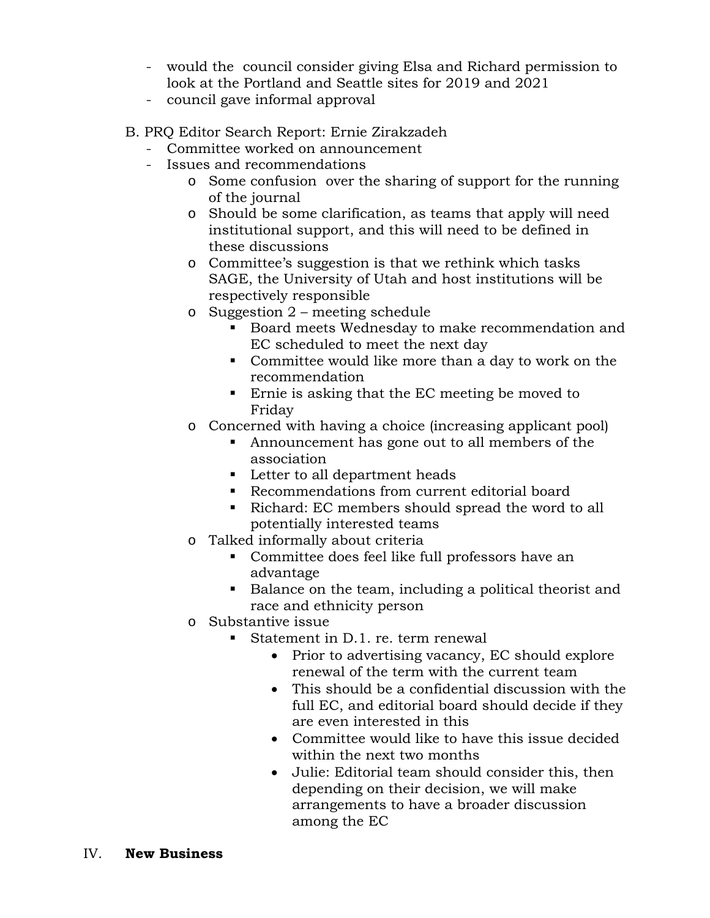- would the  council consider giving Elsa and Richard permission to look at the Portland and Seattle sites for 2019 and 2021
- council gave informal approval

B. PRQ Editor Search Report: Ernie Zirakzadeh

- Committee worked on announcement
- Issues and recommendations
  - Some confusion  over the sharing of support for the running of the journal
  - Should be some clarification, as teams that apply will need institutional support, and this will need to be defined in these discussions
  - Committee's suggestion is that we rethink which tasks SAGE, the University of Utah and host institutions will be respectively responsible
  - Suggestion 2 – meeting schedule
    - Board meets Wednesday to make recommendation and EC scheduled to meet the next day
    - Committee would like more than a day to work on the recommendation
    - Ernie is asking that the EC meeting be moved to Friday
  - Concerned with having a choice (increasing applicant pool)
    - Announcement has gone out to all members of the association
    - Letter to all department heads
    - Recommendations from current editorial board
    - Richard: EC members should spread the word to all potentially interested teams
  - Talked informally about criteria
    - Committee does feel like full professors have an advantage
    - Balance on the team, including a political theorist and race and ethnicity person
  - Substantive issue
    - Statement in D.1. re. term renewal
      - Prior to advertising vacancy, EC should explore renewal of the term with the current team
      - This should be a confidential discussion with the full EC, and editorial board should decide if they are even interested in this
      - Committee would like to have this issue decided within the next two months
      - Julie: Editorial team should consider this, then depending on their decision, we will make arrangements to have a broader discussion among the EC

IV. **New Business**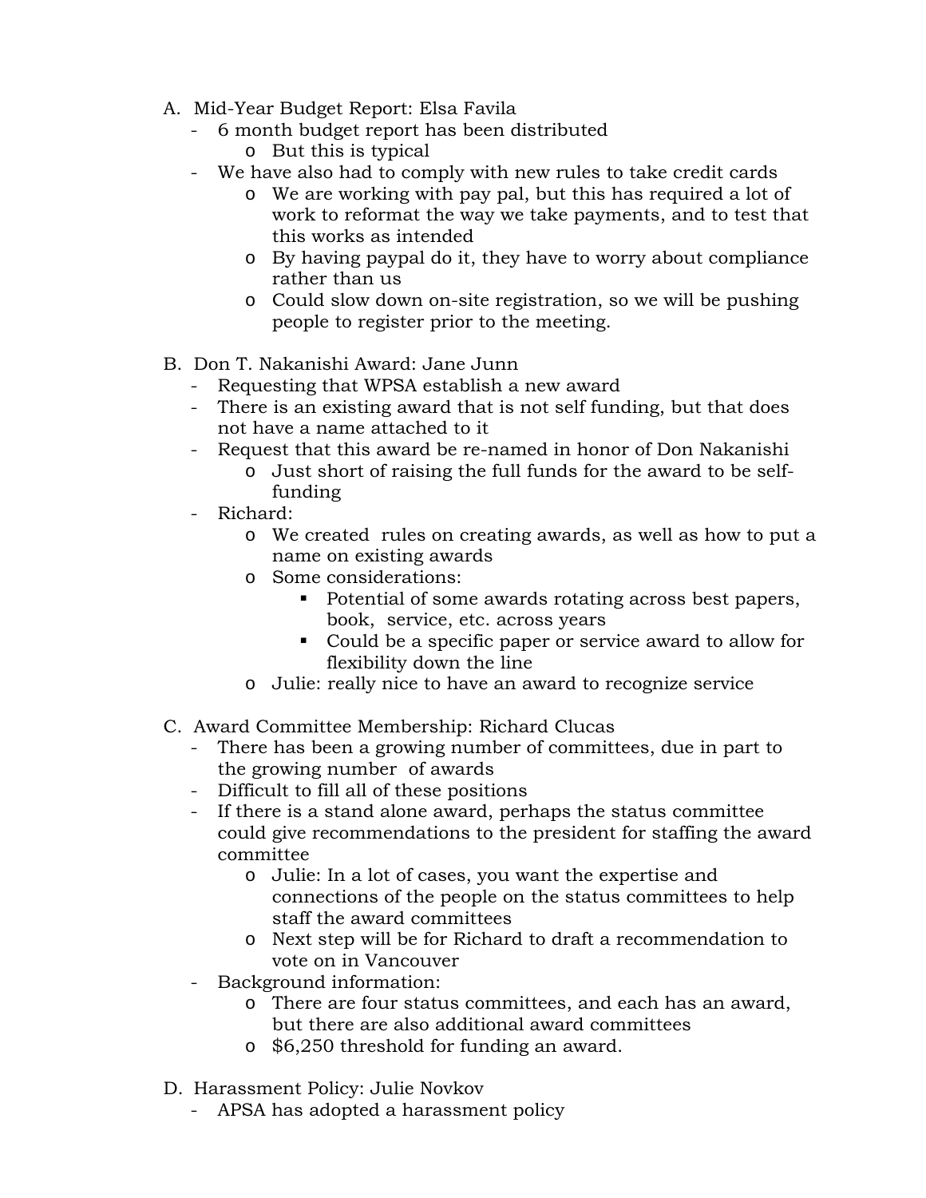A. Mid-Year Budget Report: Elsa Favila
   - 6 month budget report has been distributed
     - o But this is typical
   - We have also had to comply with new rules to take credit cards
     - o We are working with pay pal, but this has required a lot of work to reformat the way we take payments, and to test that this works as intended
     - o By having paypal do it, they have to worry about compliance rather than us
     - o Could slow down on-site registration, so we will be pushing people to register prior to the meeting.

B. Don T. Nakanishi Award: Jane Junn
   - Requesting that WPSA establish a new award
   - There is an existing award that is not self funding, but that does not have a name attached to it
   - Request that this award be re-named in honor of Don Nakanishi
     - o Just short of raising the full funds for the award to be self-funding
   - Richard:
     - o We created rules on creating awards, as well as how to put a name on existing awards
     - o Some considerations:
       - ▪ Potential of some awards rotating across best papers, book, service, etc. across years
       - ▪ Could be a specific paper or service award to allow for flexibility down the line
     - o Julie: really nice to have an award to recognize service

C. Award Committee Membership: Richard Clucas
   - There has been a growing number of committees, due in part to the growing number of awards
   - Difficult to fill all of these positions
   - If there is a stand alone award, perhaps the status committee could give recommendations to the president for staffing the award committee
     - o Julie: In a lot of cases, you want the expertise and connections of the people on the status committees to help staff the award committees
     - o Next step will be for Richard to draft a recommendation to vote on in Vancouver
   - Background information:
     - o There are four status committees, and each has an award, but there are also additional award committees
     - o $6,250 threshold for funding an award.

D. Harassment Policy: Julie Novkov
   - APSA has adopted a harassment policy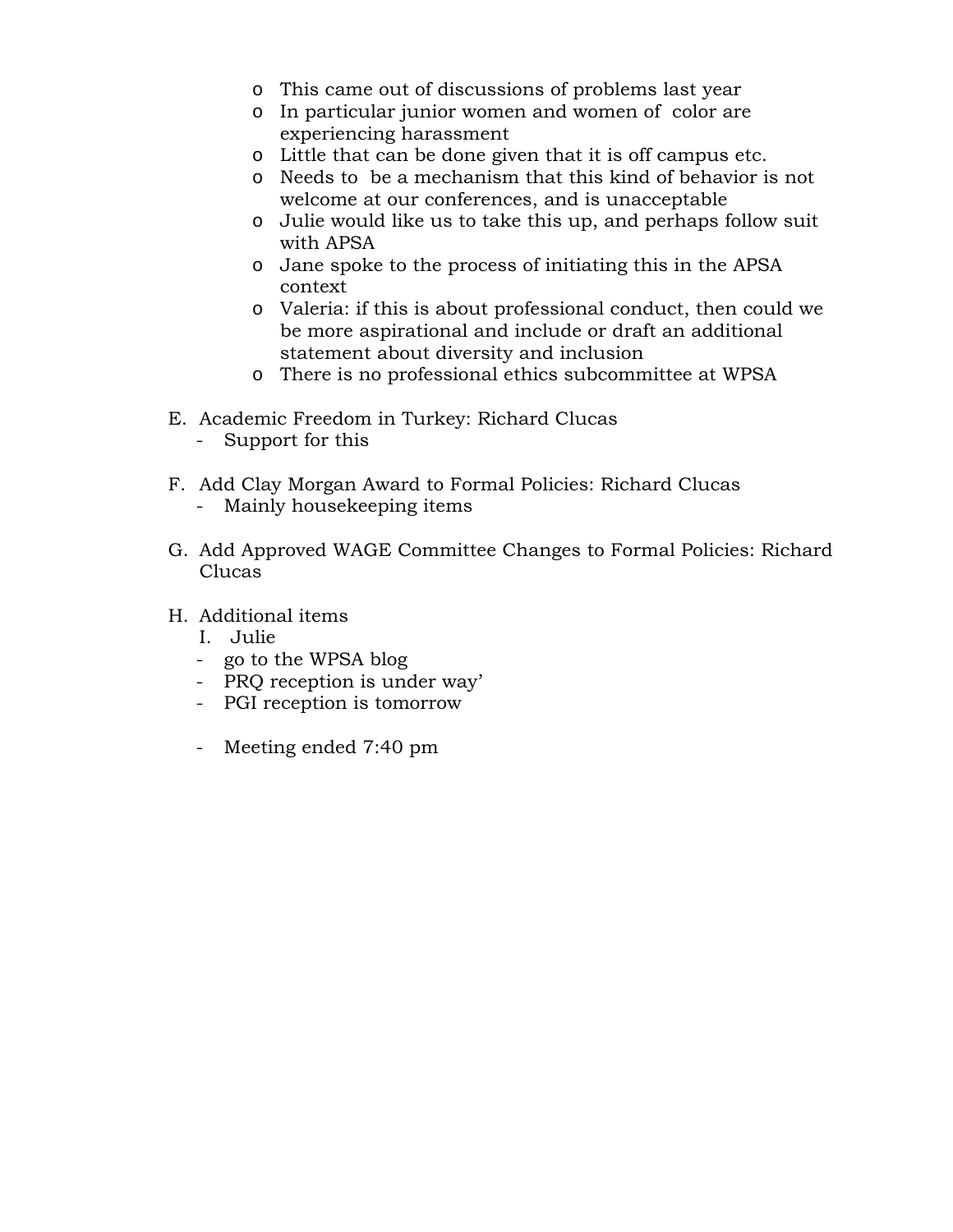- This came out of discussions of problems last year
- In particular junior women and women of color are experiencing harassment
- Little that can be done given that it is off campus etc.
- Needs to be a mechanism that this kind of behavior is not welcome at our conferences, and is unacceptable
- Julie would like us to take this up, and perhaps follow suit with APSA
- Jane spoke to the process of initiating this in the APSA context
- Valeria: if this is about professional conduct, then could we be more aspirational and include or draft an additional statement about diversity and inclusion
- There is no professional ethics subcommittee at WPSA

E. Academic Freedom in Turkey: Richard Clucas
   - Support for this

F. Add Clay Morgan Award to Formal Policies: Richard Clucas
   - Mainly housekeeping items

G. Add Approved WAGE Committee Changes to Formal Policies: Richard Clucas

H. Additional items
   I. Julie
   - go to the WPSA blog
   - PRQ reception is under way'
   - PGI reception is tomorrow

   - Meeting ended 7:40 pm